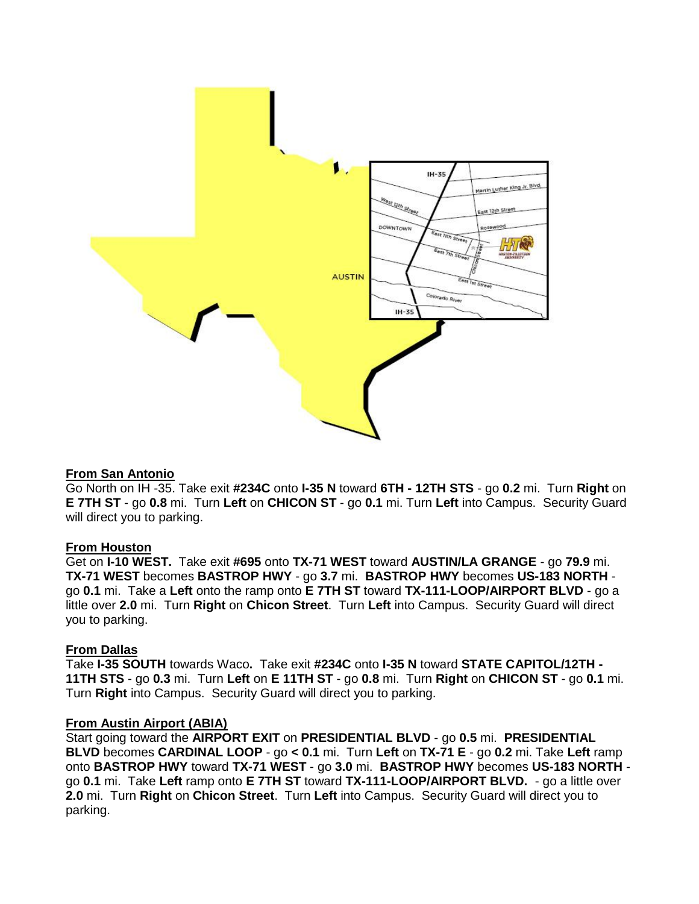**From San Antonio**

Go North on IH -35. Take exit **#234C** onto **I-35 N** toward **6TH - 12TH STS** - go **0.2** mi. Turn **Right** on **E 7TH ST** - go **0.8** mi. Turn **Left** on **CHICON ST** - go **0.1** mi. Turn **Left** into Campus. Security Guard will direct you to parking.

**From Houston**

Get on **I-10 WEST.** Take exit **#695** onto **TX-71 WEST** toward **AUSTIN/LA GRANGE** - go **79.9** mi. **TX-71 WEST** becomes **BASTROP HWY** - go **3.7** mi. **BASTROP HWY** becomes **US-183 NORTH** - go **0.1** mi. Take a **Left** onto the ramp onto **E 7TH ST** toward **TX-111-LOOP/AIRPORT BLVD** - go a little over **2.0** mi. Turn **Right** on **Chicon Street**. Turn **Left** into Campus. Security Guard will direct you to parking.

**From Dallas**

Take **I-35 SOUTH** towards Waco**.** Take exit **#234C** onto **I-35 N** toward **STATE CAPITOL/12TH - 11TH STS** - go **0.3** mi. Turn **Left** on **E 11TH ST** - go **0.8** mi. Turn **Right** on **CHICON ST** - go **0.1** mi. Turn **Right** into Campus. Security Guard will direct you to parking.

**From Austin Airport (ABIA)**

Start going toward the **AIRPORT EXIT** on **PRESIDENTIAL BLVD** - go **0.5** mi. **PRESIDENTIAL BLVD** becomes **CARDINAL LOOP** - go **< 0.1** mi. Turn **Left** on **TX-71 E** - go **0.2** mi. Take **Left** ramp onto **BASTROP HWY** toward **TX-71 WEST** - go **3.0** mi. **BASTROP HWY** becomes **US-183 NORTH** - go **0.1** mi. Take **Left** ramp onto **E 7TH ST** toward **TX-111-LOOP/AIRPORT BLVD.** - go a little over **2.0** mi. Turn **Right** on **Chicon Street**. Turn **Left** into Campus. Security Guard will direct you to parking.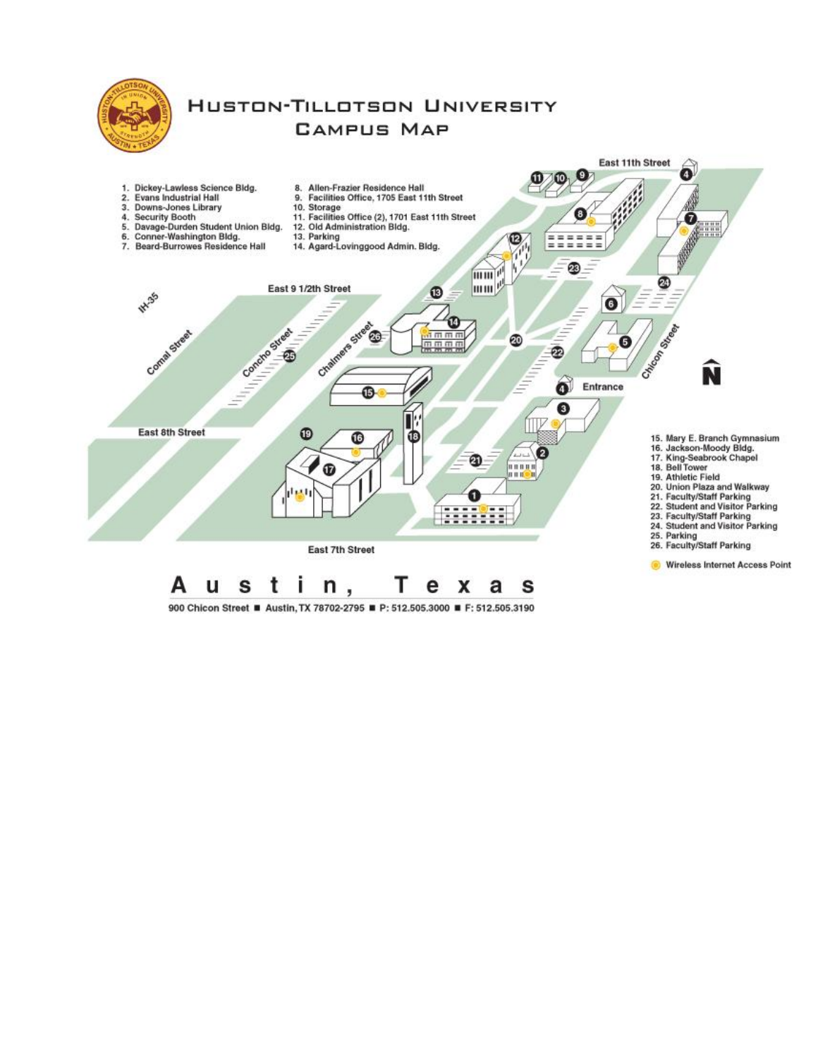# Huston-Tillotson University

## Campus Map

1. Dickey-Lawless Science Bldg.
2. Evans Industrial Hall
3. Downs-Jones Library
4. Security Booth
5. Davage-Durden Student Union Bldg.
6. Conner-Washington Bldg.
7. Beard-Burrowes Residence Hall
8. Allen-Frazier Residence Hall
9. Facilities Office, 1705 East 11th Street
10. Storage
11. Facilities Office (2), 1701 East 11th Street
12. Old Administration Bldg.
13. Parking
14. Agard-Lovinggood Admin. Bldg.
15. Mary E. Branch Gymnasium
16. Jackson-Moody Bldg.
17. King-Seabrook Chapel
18. Bell Tower
19. Athletic Field
20. Union Plaza and Walkway
21. Faculty/Staff Parking
22. Student and Visitor Parking
23. Faculty/Staff Parking
24. Student and Visitor Parking
25. Parking
26. Faculty/Staff Parking

Wireless Internet Access Point

East 11th Street

East 9 1/2th Street

IH-35

Comal Street

Concho Street

Chalmers Street

Chicon Street

East 8th Street

East 7th Street

Entrance

N

# Austin, Texas

900 Chicon Street ■ Austin, TX 78702-2795 ■ P: 512.505.3000 ■ F: 512.505.3190